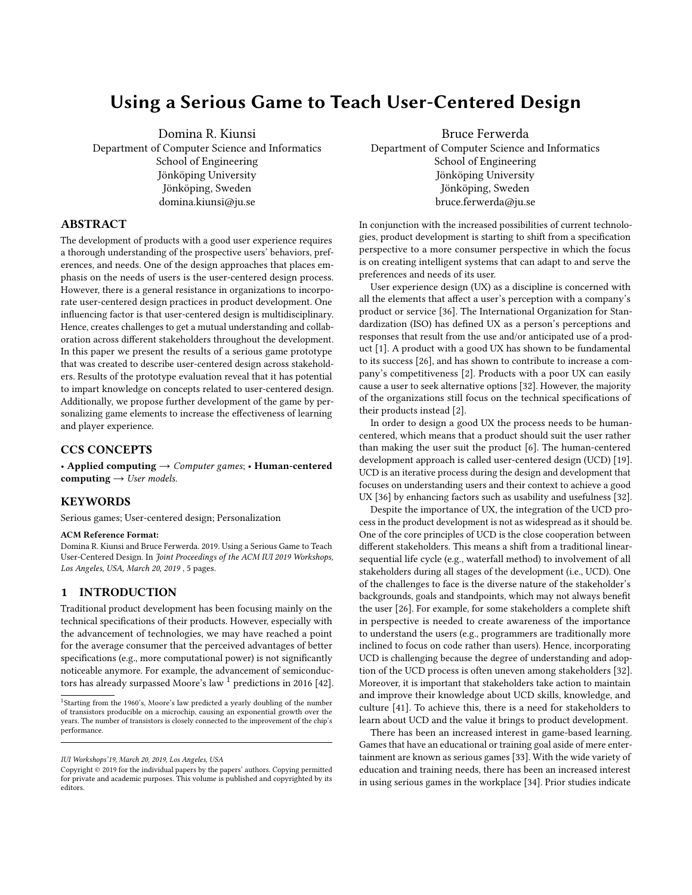# Using a Serious Game to Teach User-Centered Design

Domina R. Kiunsi
Department of Computer Science and Informatics
School of Engineering
Jönköping University
Jönköping, Sweden
domina.kiunsi@ju.se

Bruce Ferwerda
Department of Computer Science and Informatics
School of Engineering
Jönköping University
Jönköping, Sweden
bruce.ferwerda@ju.se

## ABSTRACT

The development of products with a good user experience requires a thorough understanding of the prospective users' behaviors, preferences, and needs. One of the design approaches that places emphasis on the needs of users is the user-centered design process. However, there is a general resistance in organizations to incorporate user-centered design practices in product development. One influencing factor is that user-centered design is multidisciplinary. Hence, creates challenges to get a mutual understanding and collaboration across different stakeholders throughout the development. In this paper we present the results of a serious game prototype that was created to describe user-centered design across stakeholders. Results of the prototype evaluation reveal that it has potential to impart knowledge on concepts related to user-centered design. Additionally, we propose further development of the game by personalizing game elements to increase the effectiveness of learning and player experience.

## CCS CONCEPTS

• **Applied computing** → *Computer games*; • **Human-centered computing** → *User models*.

## KEYWORDS

Serious games; User-centered design; Personalization

**ACM Reference Format:**
Domina R. Kiunsi and Bruce Ferwerda. 2019. Using a Serious Game to Teach User-Centered Design. In *Joint Proceedings of the ACM IUI 2019 Workshops, Los Angeles, USA, March 20, 2019* , 5 pages.

## 1 INTRODUCTION

Traditional product development has been focusing mainly on the technical specifications of their products. However, especially with the advancement of technologies, we may have reached a point for the average consumer that the perceived advantages of better specifications (e.g., more computational power) is not significantly noticeable anymore. For example, the advancement of semiconductors has already surpassed Moore's law [1] predictions in 2016 [42].

[1] Starting from the 1960's, Moore's law predicted a yearly doubling of the number of transistors producible on a microchip, causing an exponential growth over the years. The number of transistors is closely connected to the improvement of the chip's performance.

*IUI Workshops'19, March 20, 2019, Los Angeles, USA*
Copyright © 2019 for the individual papers by the papers' authors. Copying permitted for private and academic purposes. This volume is published and copyrighted by its editors.

In conjunction with the increased possibilities of current technologies, product development is starting to shift from a specification perspective to a more consumer perspective in which the focus is on creating intelligent systems that can adapt to and serve the preferences and needs of its user.

User experience design (UX) as a discipline is concerned with all the elements that affect a user's perception with a company's product or service [36]. The International Organization for Standardization (ISO) has defined UX as a person's perceptions and responses that result from the use and/or anticipated use of a product [1]. A product with a good UX has shown to be fundamental to its success [26], and has shown to contribute to increase a company's competitiveness [2]. Products with a poor UX can easily cause a user to seek alternative options [32]. However, the majority of the organizations still focus on the technical specifications of their products instead [2].

In order to design a good UX the process needs to be human-centered, which means that a product should suit the user rather than making the user suit the product [6]. The human-centered development approach is called user-centered design (UCD) [19]. UCD is an iterative process during the design and development that focuses on understanding users and their context to achieve a good UX [36] by enhancing factors such as usability and usefulness [32].

Despite the importance of UX, the integration of the UCD process in the product development is not as widespread as it should be. One of the core principles of UCD is the close cooperation between different stakeholders. This means a shift from a traditional linear-sequential life cycle (e.g., waterfall method) to involvement of all stakeholders during all stages of the development (i.e., UCD). One of the challenges to face is the diverse nature of the stakeholder's backgrounds, goals and standpoints, which may not always benefit the user [26]. For example, for some stakeholders a complete shift in perspective is needed to create awareness of the importance to understand the users (e.g., programmers are traditionally more inclined to focus on code rather than users). Hence, incorporating UCD is challenging because the degree of understanding and adoption of the UCD process is often uneven among stakeholders [32]. Moreover, it is important that stakeholders take action to maintain and improve their knowledge about UCD skills, knowledge, and culture [41]. To achieve this, there is a need for stakeholders to learn about UCD and the value it brings to product development.

There has been an increased interest in game-based learning. Games that have an educational or training goal aside of mere entertainment are known as serious games [33]. With the wide variety of education and training needs, there has been an increased interest in using serious games in the workplace [34]. Prior studies indicate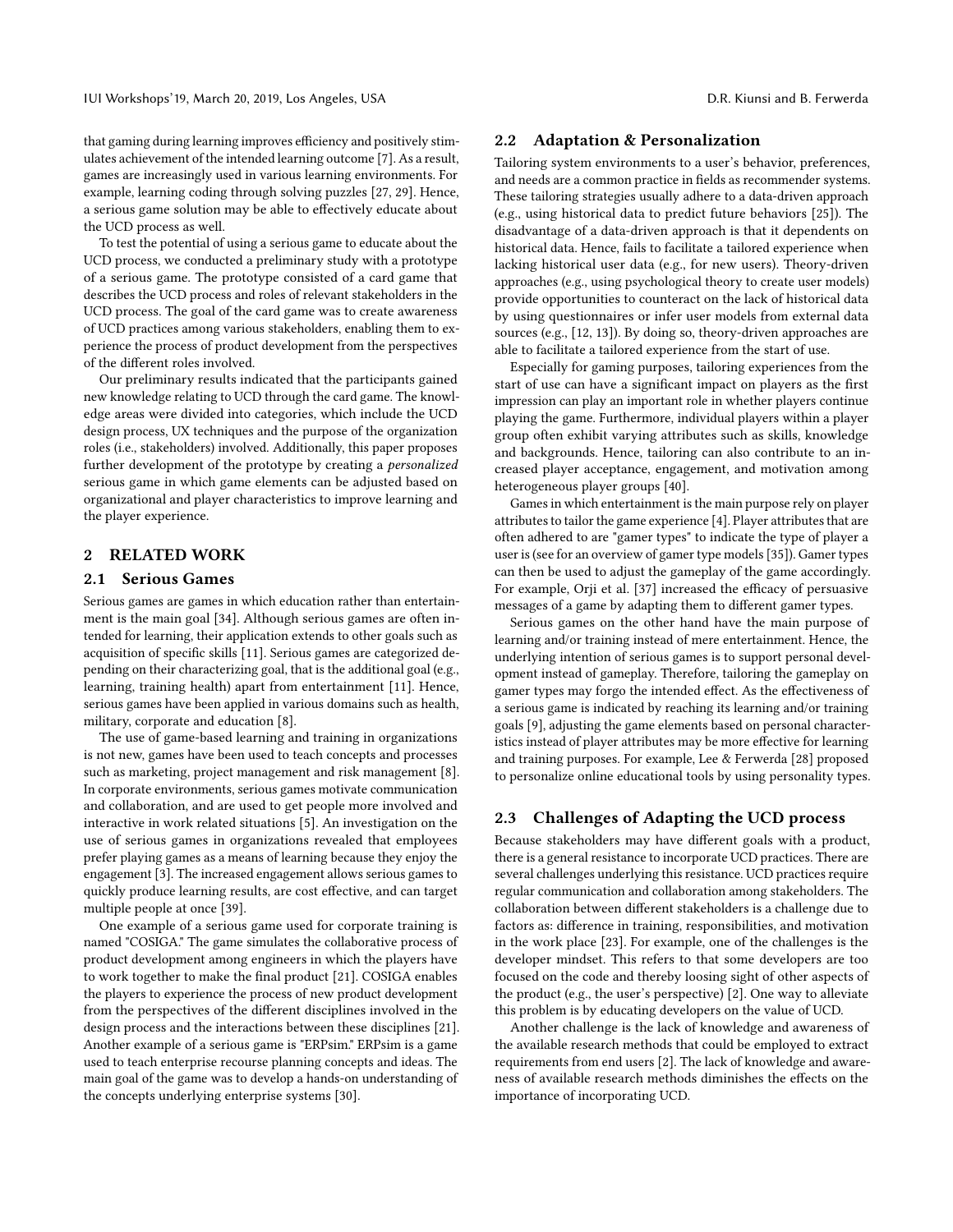that gaming during learning improves efficiency and positively stimulates achievement of the intended learning outcome [7]. As a result, games are increasingly used in various learning environments. For example, learning coding through solving puzzles [27, 29]. Hence, a serious game solution may be able to effectively educate about the UCD process as well.

To test the potential of using a serious game to educate about the UCD process, we conducted a preliminary study with a prototype of a serious game. The prototype consisted of a card game that describes the UCD process and roles of relevant stakeholders in the UCD process. The goal of the card game was to create awareness of UCD practices among various stakeholders, enabling them to experience the process of product development from the perspectives of the different roles involved.

Our preliminary results indicated that the participants gained new knowledge relating to UCD through the card game. The knowledge areas were divided into categories, which include the UCD design process, UX techniques and the purpose of the organization roles (i.e., stakeholders) involved. Additionally, this paper proposes further development of the prototype by creating a *personalized* serious game in which game elements can be adjusted based on organizational and player characteristics to improve learning and the player experience.

## 2 RELATED WORK

### 2.1 Serious Games

Serious games are games in which education rather than entertainment is the main goal [34]. Although serious games are often intended for learning, their application extends to other goals such as acquisition of specific skills [11]. Serious games are categorized depending on their characterizing goal, that is the additional goal (e.g., learning, training health) apart from entertainment [11]. Hence, serious games have been applied in various domains such as health, military, corporate and education [8].

The use of game-based learning and training in organizations is not new, games have been used to teach concepts and processes such as marketing, project management and risk management [8]. In corporate environments, serious games motivate communication and collaboration, and are used to get people more involved and interactive in work related situations [5]. An investigation on the use of serious games in organizations revealed that employees prefer playing games as a means of learning because they enjoy the engagement [3]. The increased engagement allows serious games to quickly produce learning results, are cost effective, and can target multiple people at once [39].

One example of a serious game used for corporate training is named "COSIGA." The game simulates the collaborative process of product development among engineers in which the players have to work together to make the final product [21]. COSIGA enables the players to experience the process of new product development from the perspectives of the different disciplines involved in the design process and the interactions between these disciplines [21]. Another example of a serious game is "ERPsim." ERPsim is a game used to teach enterprise recourse planning concepts and ideas. The main goal of the game was to develop a hands-on understanding of the concepts underlying enterprise systems [30].

### 2.2 Adaptation & Personalization

Tailoring system environments to a user's behavior, preferences, and needs are a common practice in fields as recommender systems. These tailoring strategies usually adhere to a data-driven approach (e.g., using historical data to predict future behaviors [25]). The disadvantage of a data-driven approach is that it dependents on historical data. Hence, fails to facilitate a tailored experience when lacking historical user data (e.g., for new users). Theory-driven approaches (e.g., using psychological theory to create user models) provide opportunities to counteract on the lack of historical data by using questionnaires or infer user models from external data sources (e.g., [12, 13]). By doing so, theory-driven approaches are able to facilitate a tailored experience from the start of use.

Especially for gaming purposes, tailoring experiences from the start of use can have a significant impact on players as the first impression can play an important role in whether players continue playing the game. Furthermore, individual players within a player group often exhibit varying attributes such as skills, knowledge and backgrounds. Hence, tailoring can also contribute to an increased player acceptance, engagement, and motivation among heterogeneous player groups [40].

Games in which entertainment is the main purpose rely on player attributes to tailor the game experience [4]. Player attributes that are often adhered to are "gamer types" to indicate the type of player a user is (see for an overview of gamer type models [35]). Gamer types can then be used to adjust the gameplay of the game accordingly. For example, Orji et al. [37] increased the efficacy of persuasive messages of a game by adapting them to different gamer types.

Serious games on the other hand have the main purpose of learning and/or training instead of mere entertainment. Hence, the underlying intention of serious games is to support personal development instead of gameplay. Therefore, tailoring the gameplay on gamer types may forgo the intended effect. As the effectiveness of a serious game is indicated by reaching its learning and/or training goals [9], adjusting the game elements based on personal characteristics instead of player attributes may be more effective for learning and training purposes. For example, Lee & Ferwerda [28] proposed to personalize online educational tools by using personality types.

### 2.3 Challenges of Adapting the UCD process

Because stakeholders may have different goals with a product, there is a general resistance to incorporate UCD practices. There are several challenges underlying this resistance. UCD practices require regular communication and collaboration among stakeholders. The collaboration between different stakeholders is a challenge due to factors as: difference in training, responsibilities, and motivation in the work place [23]. For example, one of the challenges is the developer mindset. This refers to that some developers are too focused on the code and thereby loosing sight of other aspects of the product (e.g., the user's perspective) [2]. One way to alleviate this problem is by educating developers on the value of UCD.

Another challenge is the lack of knowledge and awareness of the available research methods that could be employed to extract requirements from end users [2]. The lack of knowledge and awareness of available research methods diminishes the effects on the importance of incorporating UCD.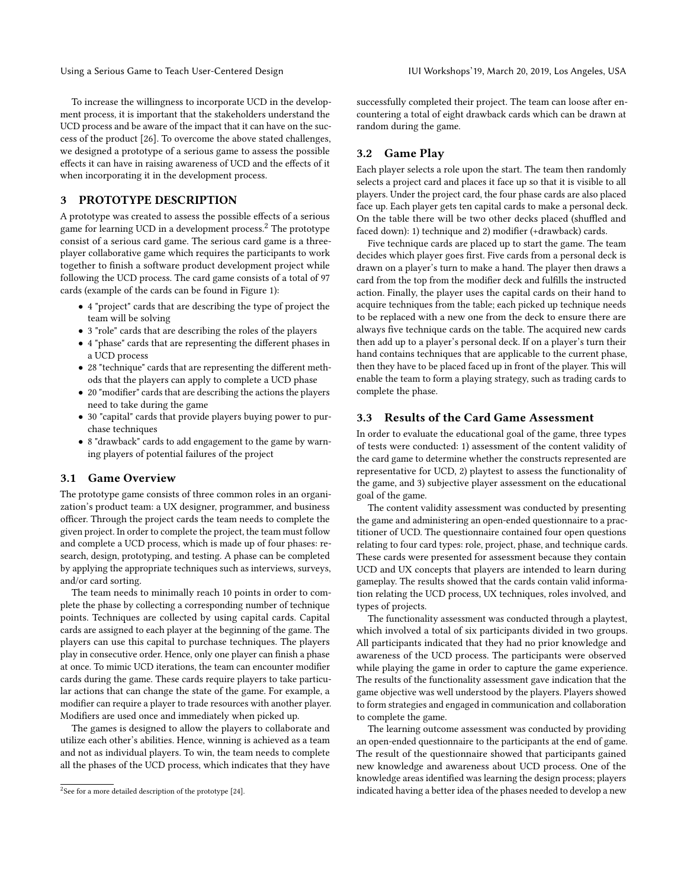To increase the willingness to incorporate UCD in the development process, it is important that the stakeholders understand the UCD process and be aware of the impact that it can have on the success of the product [26]. To overcome the above stated challenges, we designed a prototype of a serious game to assess the possible effects it can have in raising awareness of UCD and the effects of it when incorporating it in the development process.

## 3 PROTOTYPE DESCRIPTION

A prototype was created to assess the possible effects of a serious game for learning UCD in a development process.[2] The prototype consist of a serious card game. The serious card game is a three-player collaborative game which requires the participants to work together to finish a software product development project while following the UCD process. The card game consists of a total of 97 cards (example of the cards can be found in Figure 1):

- 4 "project" cards that are describing the type of project the team will be solving
- 3 "role" cards that are describing the roles of the players
- 4 "phase" cards that are representing the different phases in a UCD process
- 28 "technique" cards that are representing the different methods that the players can apply to complete a UCD phase
- 20 "modifier" cards that are describing the actions the players need to take during the game
- 30 "capital" cards that provide players buying power to purchase techniques
- 8 "drawback" cards to add engagement to the game by warning players of potential failures of the project

### 3.1 Game Overview

The prototype game consists of three common roles in an organization's product team: a UX designer, programmer, and business officer. Through the project cards the team needs to complete the given project. In order to complete the project, the team must follow and complete a UCD process, which is made up of four phases: research, design, prototyping, and testing. A phase can be completed by applying the appropriate techniques such as interviews, surveys, and/or card sorting.

The team needs to minimally reach 10 points in order to complete the phase by collecting a corresponding number of technique points. Techniques are collected by using capital cards. Capital cards are assigned to each player at the beginning of the game. The players can use this capital to purchase techniques. The players play in consecutive order. Hence, only one player can finish a phase at once. To mimic UCD iterations, the team can encounter modifier cards during the game. These cards require players to take particular actions that can change the state of the game. For example, a modifier can require a player to trade resources with another player. Modifiers are used once and immediately when picked up.

The games is designed to allow the players to collaborate and utilize each other's abilities. Hence, winning is achieved as a team and not as individual players. To win, the team needs to complete all the phases of the UCD process, which indicates that they have successfully completed their project. The team can loose after encountering a total of eight drawback cards which can be drawn at random during the game.

### 3.2 Game Play

Each player selects a role upon the start. The team then randomly selects a project card and places it face up so that it is visible to all players. Under the project card, the four phase cards are also placed face up. Each player gets ten capital cards to make a personal deck. On the table there will be two other decks placed (shuffled and faced down): 1) technique and 2) modifier (+drawback) cards.

Five technique cards are placed up to start the game. The team decides which player goes first. Five cards from a personal deck is drawn on a player's turn to make a hand. The player then draws a card from the top from the modifier deck and fulfills the instructed action. Finally, the player uses the capital cards on their hand to acquire techniques from the table; each picked up technique needs to be replaced with a new one from the deck to ensure there are always five technique cards on the table. The acquired new cards then add up to a player's personal deck. If on a player's turn their hand contains techniques that are applicable to the current phase, then they have to be placed faced up in front of the player. This will enable the team to form a playing strategy, such as trading cards to complete the phase.

### 3.3 Results of the Card Game Assessment

In order to evaluate the educational goal of the game, three types of tests were conducted: 1) assessment of the content validity of the card game to determine whether the constructs represented are representative for UCD, 2) playtest to assess the functionality of the game, and 3) subjective player assessment on the educational goal of the game.

The content validity assessment was conducted by presenting the game and administering an open-ended questionnaire to a practitioner of UCD. The questionnaire contained four open questions relating to four card types: role, project, phase, and technique cards. These cards were presented for assessment because they contain UCD and UX concepts that players are intended to learn during gameplay. The results showed that the cards contain valid information relating the UCD process, UX techniques, roles involved, and types of projects.

The functionality assessment was conducted through a playtest, which involved a total of six participants divided in two groups. All participants indicated that they had no prior knowledge and awareness of the UCD process. The participants were observed while playing the game in order to capture the game experience. The results of the functionality assessment gave indication that the game objective was well understood by the players. Players showed to form strategies and engaged in communication and collaboration to complete the game.

The learning outcome assessment was conducted by providing an open-ended questionnaire to the participants at the end of game. The result of the questionnaire showed that participants gained new knowledge and awareness about UCD process. One of the knowledge areas identified was learning the design process; players indicated having a better idea of the phases needed to develop a new

[2] See for a more detailed description of the prototype [24].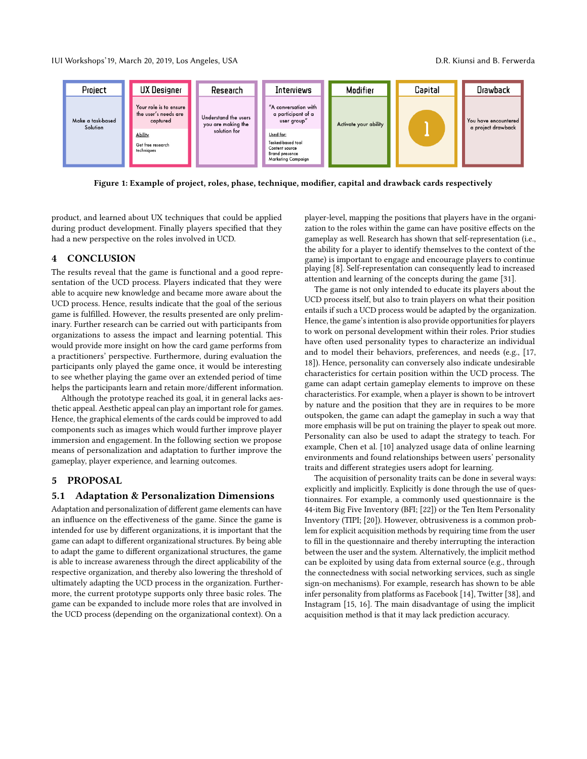Figure 1: Example of project, roles, phase, technique, modifier, capital and drawback cards respectively

product, and learned about UX techniques that could be applied during product development. Finally players specified that they had a new perspective on the roles involved in UCD.

## 4 CONCLUSION

The results reveal that the game is functional and a good representation of the UCD process. Players indicated that they were able to acquire new knowledge and became more aware about the UCD process. Hence, results indicate that the goal of the serious game is fulfilled. However, the results presented are only preliminary. Further research can be carried out with participants from organizations to assess the impact and learning potential. This would provide more insight on how the card game performs from a practitioners' perspective. Furthermore, during evaluation the participants only played the game once, it would be interesting to see whether playing the game over an extended period of time helps the participants learn and retain more/different information.

Although the prototype reached its goal, it in general lacks aesthetic appeal. Aesthetic appeal can play an important role for games. Hence, the graphical elements of the cards could be improved to add components such as images which would further improve player immersion and engagement. In the following section we propose means of personalization and adaptation to further improve the gameplay, player experience, and learning outcomes.

## 5 PROPOSAL

### 5.1 Adaptation & Personalization Dimensions

Adaptation and personalization of different game elements can have an influence on the effectiveness of the game. Since the game is intended for use by different organizations, it is important that the game can adapt to different organizational structures. By being able to adapt the game to different organizational structures, the game is able to increase awareness through the direct applicability of the respective organization, and thereby also lowering the threshold of ultimately adapting the UCD process in the organization. Furthermore, the current prototype supports only three basic roles. The game can be expanded to include more roles that are involved in the UCD process (depending on the organizational context). On a player-level, mapping the positions that players have in the organization to the roles within the game can have positive effects on the gameplay as well. Research has shown that self-representation (i.e., the ability for a player to identify themselves to the context of the game) is important to engage and encourage players to continue playing [8]. Self-representation can consequently lead to increased attention and learning of the concepts during the game [31].

The game is not only intended to educate its players about the UCD process itself, but also to train players on what their position entails if such a UCD process would be adapted by the organization. Hence, the game's intention is also provide opportunities for players to work on personal development within their roles. Prior studies have often used personality types to characterize an individual and to model their behaviors, preferences, and needs (e.g., [17, 18]). Hence, personality can conversely also indicate undesirable characteristics for certain position within the UCD process. The game can adapt certain gameplay elements to improve on these characteristics. For example, when a player is shown to be introvert by nature and the position that they are in requires to be more outspoken, the game can adapt the gameplay in such a way that more emphasis will be put on training the player to speak out more. Personality can also be used to adapt the strategy to teach. For example, Chen et al. [10] analyzed usage data of online learning environments and found relationships between users' personality traits and different strategies users adopt for learning.

The acquisition of personality traits can be done in several ways: explicitly and implicitly. Explicitly is done through the use of questionnaires. For example, a commonly used questionnaire is the 44-item Big Five Inventory (BFI; [22]) or the Ten Item Personality Inventory (TIPI; [20]). However, obtrusiveness is a common problem for explicit acquisition methods by requiring time from the user to fill in the questionnaire and thereby interrupting the interaction between the user and the system. Alternatively, the implicit method can be exploited by using data from external source (e.g., through the connectedness with social networking services, such as single sign-on mechanisms). For example, research has shown to be able infer personality from platforms as Facebook [14], Twitter [38], and Instagram [15, 16]. The main disadvantage of using the implicit acquisition method is that it may lack prediction accuracy.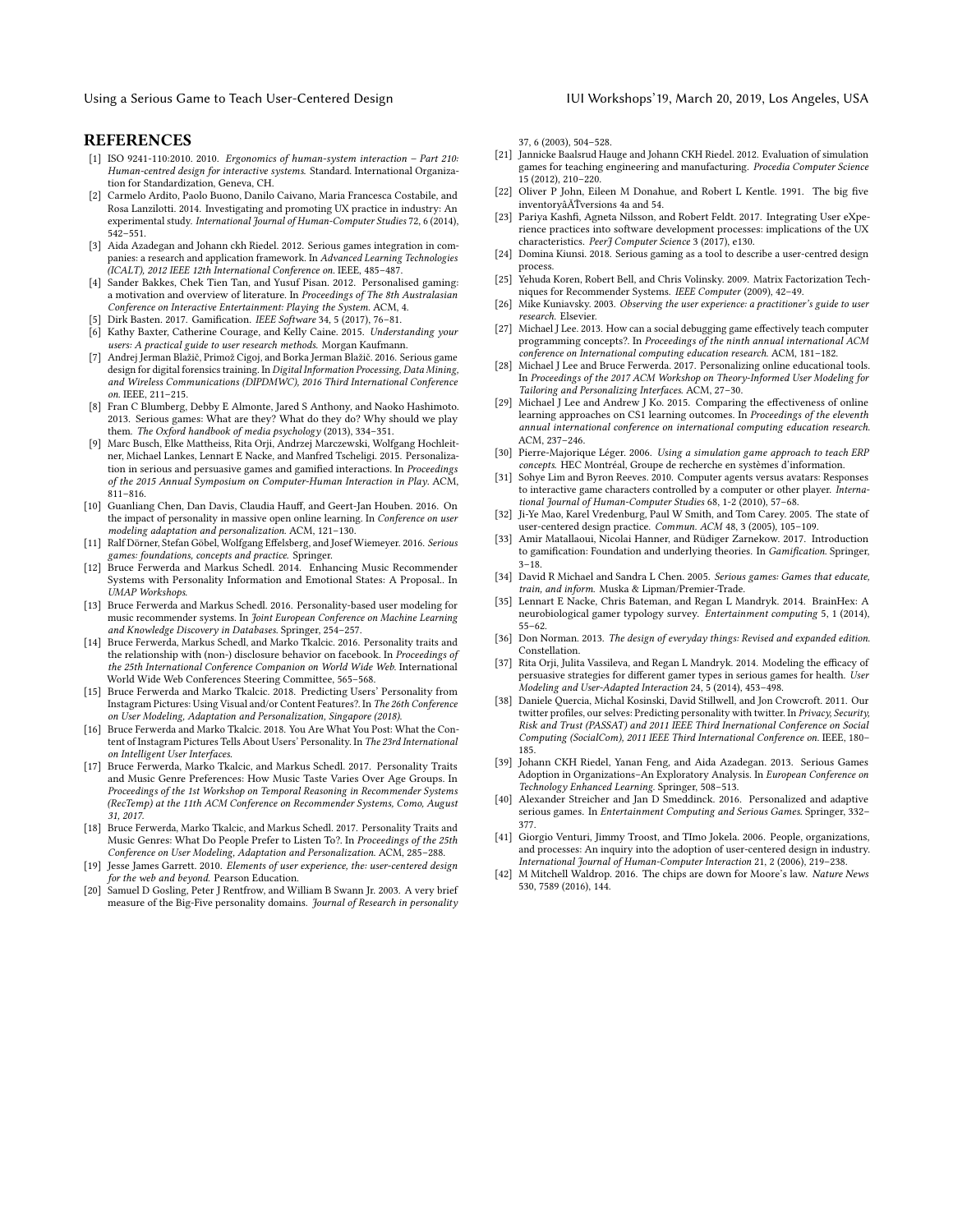## REFERENCES

[1] ISO 9241-110:2010. 2010. *Ergonomics of human-system interaction – Part 210: Human-centred design for interactive systems.* Standard. International Organization for Standardization, Geneva, CH.

[2] Carmelo Ardito, Paolo Buono, Danilo Caivano, Maria Francesca Costabile, and Rosa Lanzilotti. 2014. Investigating and promoting UX practice in industry: An experimental study. *International Journal of Human-Computer Studies* 72, 6 (2014), 542–551.

[3] Aida Azadegan and Johann ckh Riedel. 2012. Serious games integration in companies: a research and application framework. In *Advanced Learning Technologies (ICALT), 2012 IEEE 12th International Conference on.* IEEE, 485–487.

[4] Sander Bakkes, Chek Tien Tan, and Yusuf Pisan. 2012. Personalised gaming: a motivation and overview of literature. In *Proceedings of The 8th Australasian Conference on Interactive Entertainment: Playing the System.* ACM, 4.

[5] Dirk Basten. 2017. Gamification. *IEEE Software* 34, 5 (2017), 76–81.

[6] Kathy Baxter, Catherine Courage, and Kelly Caine. 2015. *Understanding your users: A practical guide to user research methods.* Morgan Kaufmann.

[7] Andrej Jerman Blažič, Primož Cigoj, and Borka Jerman Blažič. 2016. Serious game design for digital forensics training. In *Digital Information Processing, Data Mining, and Wireless Communications (DIPDMWC), 2016 Third International Conference on.* IEEE, 211–215.

[8] Fran C Blumberg, Debby E Almonte, Jared S Anthony, and Naoko Hashimoto. 2013. Serious games: What are they? What do they do? Why should we play them. *The Oxford handbook of media psychology* (2013), 334–351.

[9] Marc Busch, Elke Mattheiss, Rita Orji, Andrzej Marczewski, Wolfgang Hochleitner, Michael Lankes, Lennart E Nacke, and Manfred Tscheligi. 2015. Personalization in serious and persuasive games and gamified interactions. In *Proceedings of the 2015 Annual Symposium on Computer-Human Interaction in Play.* ACM, 811–816.

[10] Guanliang Chen, Dan Davis, Claudia Hauff, and Geert-Jan Houben. 2016. On the impact of personality in massive open online learning. In *Conference on user modeling adaptation and personalization.* ACM, 121–130.

[11] Ralf Dörner, Stefan Göbel, Wolfgang Effelsberg, and Josef Wiemeyer. 2016. *Serious games: foundations, concepts and practice.* Springer.

[12] Bruce Ferwerda and Markus Schedl. 2014. Enhancing Music Recommender Systems with Personality Information and Emotional States: A Proposal.. In *UMAP Workshops.*

[13] Bruce Ferwerda and Markus Schedl. 2016. Personality-based user modeling for music recommender systems. In *Joint European Conference on Machine Learning and Knowledge Discovery in Databases.* Springer, 254–257.

[14] Bruce Ferwerda, Markus Schedl, and Marko Tkalcic. 2016. Personality traits and the relationship with (non-) disclosure behavior on facebook. In *Proceedings of the 25th International Conference Companion on World Wide Web.* International World Wide Web Conferences Steering Committee, 565–568.

[15] Bruce Ferwerda and Marko Tkalcic. 2018. Predicting Users' Personality from Instagram Pictures: Using Visual and/or Content Features?. In *The 26th Conference on User Modeling, Adaptation and Personalization, Singapore (2018).*

[16] Bruce Ferwerda and Marko Tkalcic. 2018. You Are What You Post: What the Content of Instagram Pictures Tells About Users' Personality. In *The 23rd International on Intelligent User Interfaces.*

[17] Bruce Ferwerda, Marko Tkalcic, and Markus Schedl. 2017. Personality Traits and Music Genre Preferences: How Music Taste Varies Over Age Groups. In *Proceedings of the 1st Workshop on Temporal Reasoning in Recommender Systems (RecTemp) at the 11th ACM Conference on Recommender Systems, Como, August 31, 2017.*

[18] Bruce Ferwerda, Marko Tkalcic, and Markus Schedl. 2017. Personality Traits and Music Genres: What Do People Prefer to Listen To?. In *Proceedings of the 25th Conference on User Modeling, Adaptation and Personalization.* ACM, 285–288.

[19] Jesse James Garrett. 2010. *Elements of user experience, the: user-centered design for the web and beyond.* Pearson Education.

[20] Samuel D Gosling, Peter J Rentfrow, and William B Swann Jr. 2003. A very brief measure of the Big-Five personality domains. *Journal of Research in personality* 37, 6 (2003), 504–528.

[21] Jannicke Baalsrud Hauge and Johann CKH Riedel. 2012. Evaluation of simulation games for teaching engineering and manufacturing. *Procedia Computer Science* 15 (2012), 210–220.

[22] Oliver P John, Eileen M Donahue, and Robert L Kentle. 1991. The big five inventoryâĂŤversions 4a and 54.

[23] Pariya Kashfi, Agneta Nilsson, and Robert Feldt. 2017. Integrating User eXperience practices into software development processes: implications of the UX characteristics. *PeerJ Computer Science* 3 (2017), e130.

[24] Domina Kiunsi. 2018. Serious gaming as a tool to describe a user-centred design process.

[25] Yehuda Koren, Robert Bell, and Chris Volinsky. 2009. Matrix Factorization Techniques for Recommender Systems. *IEEE Computer* (2009), 42–49.

[26] Mike Kuniavsky. 2003. *Observing the user experience: a practitioner's guide to user research.* Elsevier.

[27] Michael J Lee. 2013. How can a social debugging game effectively teach computer programming concepts?. In *Proceedings of the ninth annual international ACM conference on International computing education research.* ACM, 181–182.

[28] Michael J Lee and Bruce Ferwerda. 2017. Personalizing online educational tools. In *Proceedings of the 2017 ACM Workshop on Theory-Informed User Modeling for Tailoring and Personalizing Interfaces.* ACM, 27–30.

[29] Michael J Lee and Andrew J Ko. 2015. Comparing the effectiveness of online learning approaches on CS1 learning outcomes. In *Proceedings of the eleventh annual international conference on international computing education research.* ACM, 237–246.

[30] Pierre-Majorique Léger. 2006. *Using a simulation game approach to teach ERP concepts.* HEC Montréal, Groupe de recherche en systèmes d'information.

[31] Sohye Lim and Byron Reeves. 2010. Computer agents versus avatars: Responses to interactive game characters controlled by a computer or other player. *International Journal of Human-Computer Studies* 68, 1-2 (2010), 57–68.

[32] Ji-Ye Mao, Karel Vredenburg, Paul W Smith, and Tom Carey. 2005. The state of user-centered design practice. *Commun. ACM* 48, 3 (2005), 105–109.

[33] Amir Matallaoui, Nicolai Hanner, and Rüdiger Zarnekow. 2017. Introduction to gamification: Foundation and underlying theories. In *Gamification.* Springer, 3–18.

[34] David R Michael and Sandra L Chen. 2005. *Serious games: Games that educate, train, and inform.* Muska & Lipman/Premier-Trade.

[35] Lennart E Nacke, Chris Bateman, and Regan L Mandryk. 2014. BrainHex: A neurobiological gamer typology survey. *Entertainment computing* 5, 1 (2014), 55–62.

[36] Don Norman. 2013. *The design of everyday things: Revised and expanded edition.* Constellation.

[37] Rita Orji, Julita Vassileva, and Regan L Mandryk. 2014. Modeling the efficacy of persuasive strategies for different gamer types in serious games for health. *User Modeling and User-Adapted Interaction* 24, 5 (2014), 453–498.

[38] Daniele Quercia, Michal Kosinski, David Stillwell, and Jon Crowcroft. 2011. Our twitter profiles, our selves: Predicting personality with twitter. In *Privacy, Security, Risk and Trust (PASSAT) and 2011 IEEE Third Inernational Conference on Social Computing (SocialCom), 2011 IEEE Third International Conference on.* IEEE, 180–185.

[39] Johann CKH Riedel, Yanan Feng, and Aida Azadegan. 2013. Serious Games Adoption in Organizations–An Exploratory Analysis. In *European Conference on Technology Enhanced Learning.* Springer, 508–513.

[40] Alexander Streicher and Jan D Smeddinck. 2016. Personalized and adaptive serious games. In *Entertainment Computing and Serious Games.* Springer, 332–377.

[41] Giorgio Venturi, Jimmy Troost, and TImo Jokela. 2006. People, organizations, and processes: An inquiry into the adoption of user-centered design in industry. *International Journal of Human-Computer Interaction* 21, 2 (2006), 219–238.

[42] M Mitchell Waldrop. 2016. The chips are down for Moore's law. *Nature News* 530, 7589 (2016), 144.